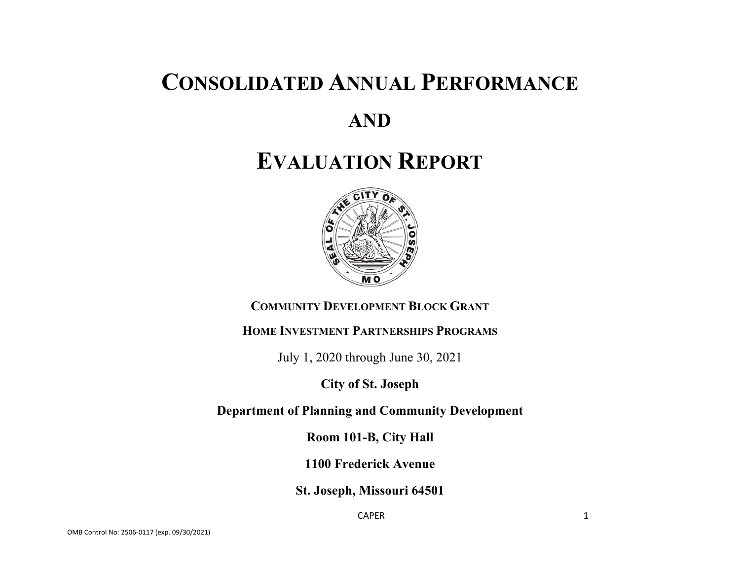# Consolidated Annual Performance

# and

# Evaluation Report

**Community Development Block Grant**

**Home Investment Partnerships Programs**

July 1, 2020 through June 30, 2021

**City of St. Joseph**

**Department of Planning and Community Development**

**Room 101-B, City Hall**

**1100 Frederick Avenue**

**St. Joseph, Missouri 64501**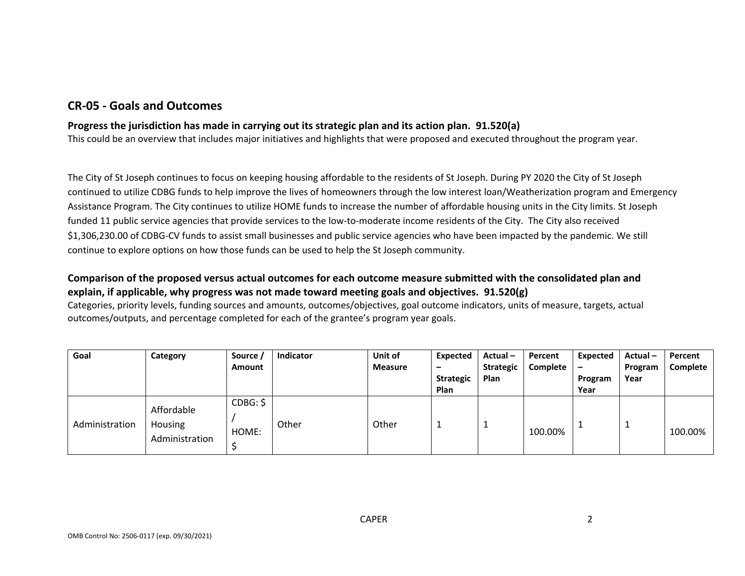## CR-05 - Goals and Outcomes

### Progress the jurisdiction has made in carrying out its strategic plan and its action plan. 91.520(a)

This could be an overview that includes major initiatives and highlights that were proposed and executed throughout the program year.

The City of St Joseph continues to focus on keeping housing affordable to the residents of St Joseph. During PY 2020 the City of St Joseph continued to utilize CDBG funds to help improve the lives of homeowners through the low interest loan/Weatherization program and Emergency Assistance Program. The City continues to utilize HOME funds to increase the number of affordable housing units in the City limits. St Joseph funded 11 public service agencies that provide services to the low-to-moderate income residents of the City. The City also received $1,306,230.00 of CDBG-CV funds to assist small businesses and public service agencies who have been impacted by the pandemic. We still continue to explore options on how those funds can be used to help the St Joseph community.

### Comparison of the proposed versus actual outcomes for each outcome measure submitted with the consolidated plan and explain, if applicable, why progress was not made toward meeting goals and objectives. 91.520(g)

Categories, priority levels, funding sources and amounts, outcomes/objectives, goal outcome indicators, units of measure, targets, actual outcomes/outputs, and percentage completed for each of the grantee's program year goals.

| Goal | Category | Source / Amount | Indicator | Unit of Measure | Expected – Strategic Plan | Actual – Strategic Plan | Percent Complete | Expected – Program Year | Actual – Program Year | Percent Complete |
|---|---|---|---|---|---|---|---|---|---|---|
| Administration | Affordable Housing Administration | CDBG: $ / HOME: $ | Other | Other | 1 | 1 | 100.00% | 1 | 1 | 100.00% |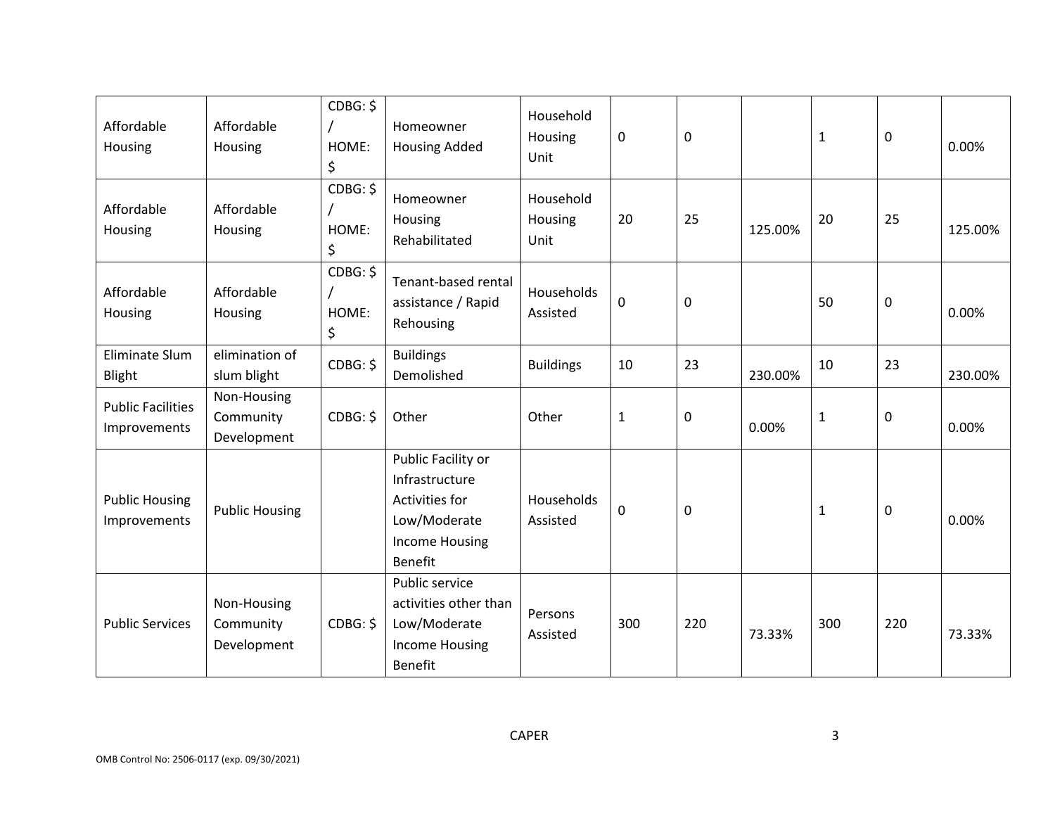| Affordable Housing | Affordable Housing | CDBG: $ / HOME: $ | Homeowner Housing Added | Household Housing Unit | 0 | 0 | | 1 | 0 | 0.00% |
|---|---|---|---|---|---|---|---|---|---|---|
| Affordable Housing | Affordable Housing | CDBG: $ / HOME: $ | Homeowner Housing Rehabilitated | Household Housing Unit | 20 | 25 | 125.00% | 20 | 25 | 125.00% |
| Affordable Housing | Affordable Housing | CDBG: $ / HOME: $ | Tenant-based rental assistance / Rapid Rehousing | Households Assisted | 0 | 0 | | 50 | 0 | 0.00% |
| Eliminate Slum Blight | elimination of slum blight | CDBG: $ | Buildings Demolished | Buildings | 10 | 23 | 230.00% | 10 | 23 | 230.00% |
| Public Facilities Improvements | Non-Housing Community Development | CDBG: $ | Other | Other | 1 | 0 | 0.00% | 1 | 0 | 0.00% |
| Public Housing Improvements | Public Housing | | Public Facility or Infrastructure Activities for Low/Moderate Income Housing Benefit | Households Assisted | 0 | 0 | | 1 | 0 | 0.00% |
| Public Services | Non-Housing Community Development | CDBG: $ | Public service activities other than Low/Moderate Income Housing Benefit | Persons Assisted | 300 | 220 | 73.33% | 300 | 220 | 73.33% |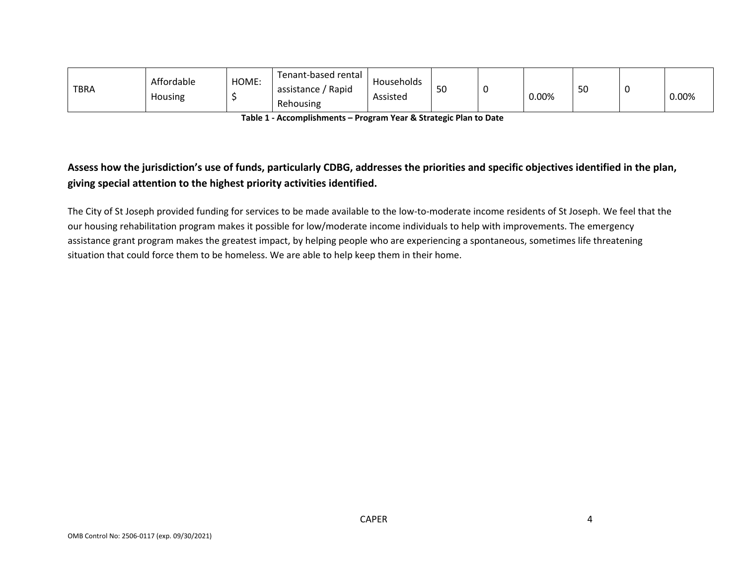| TBRA | Affordable Housing | HOME: $ | Tenant-based rental assistance / Rapid Rehousing | Households Assisted | 50 | 0 | 0.00% | 50 | 0 | 0.00% |
|---|---|---|---|---|---|---|---|---|---|---|

**Table 1 - Accomplishments – Program Year & Strategic Plan to Date**

**Assess how the jurisdiction's use of funds, particularly CDBG, addresses the priorities and specific objectives identified in the plan, giving special attention to the highest priority activities identified.**

The City of St Joseph provided funding for services to be made available to the low-to-moderate income residents of St Joseph. We feel that the our housing rehabilitation program makes it possible for low/moderate income individuals to help with improvements. The emergency assistance grant program makes the greatest impact, by helping people who are experiencing a spontaneous, sometimes life threatening situation that could force them to be homeless. We are able to help keep them in their home.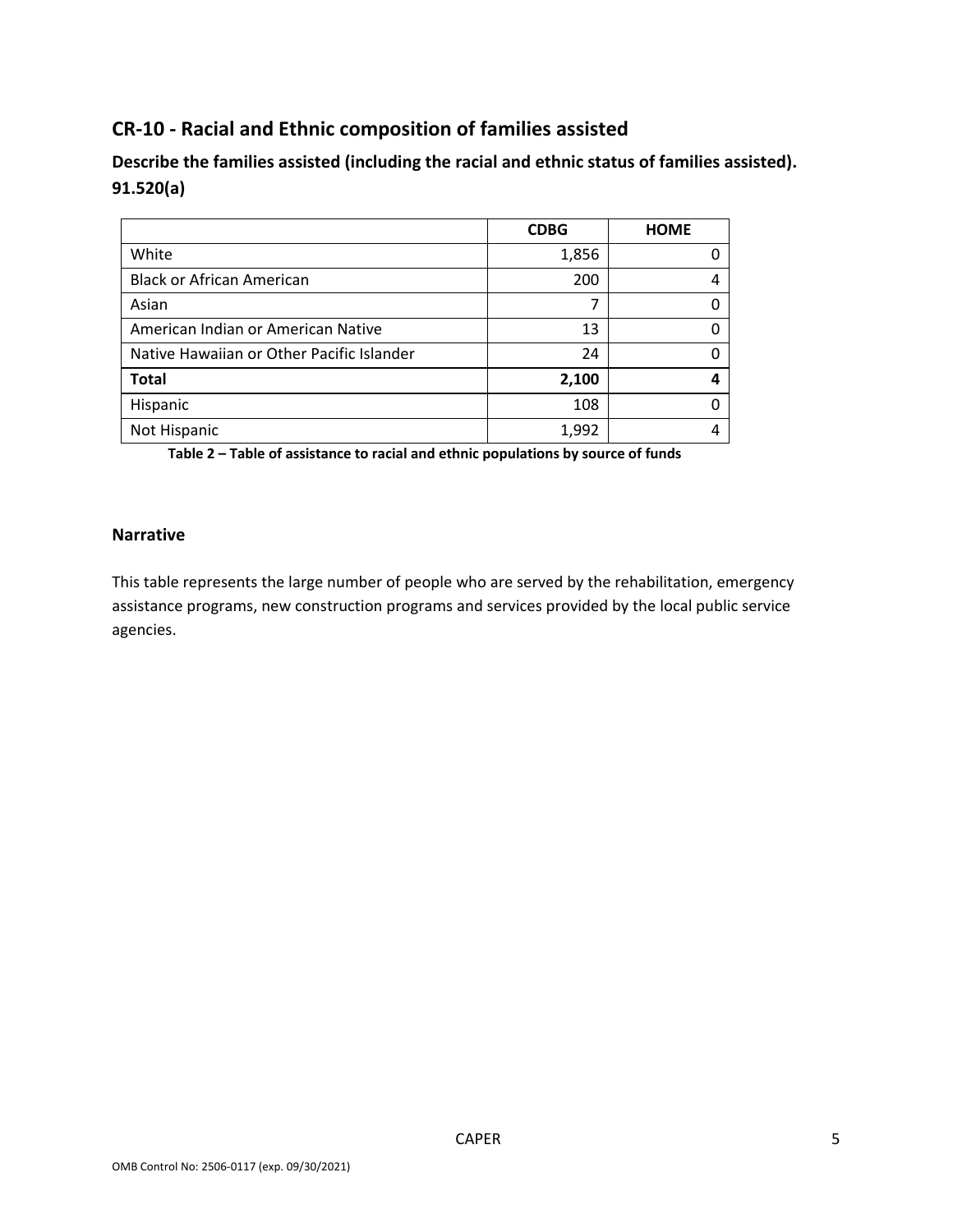## CR-10 - Racial and Ethnic composition of families assisted

### Describe the families assisted (including the racial and ethnic status of families assisted). 91.520(a)

| | CDBG | HOME |
|---|---|---|
| White | 1,856 | 0 |
| Black or African American | 200 | 4 |
| Asian | 7 | 0 |
| American Indian or American Native | 13 | 0 |
| Native Hawaiian or Other Pacific Islander | 24 | 0 |
| **Total** | **2,100** | **4** |
| Hispanic | 108 | 0 |
| Not Hispanic | 1,992 | 4 |

**Table 2 – Table of assistance to racial and ethnic populations by source of funds**

### Narrative

This table represents the large number of people who are served by the rehabilitation, emergency assistance programs, new construction programs and services provided by the local public service agencies.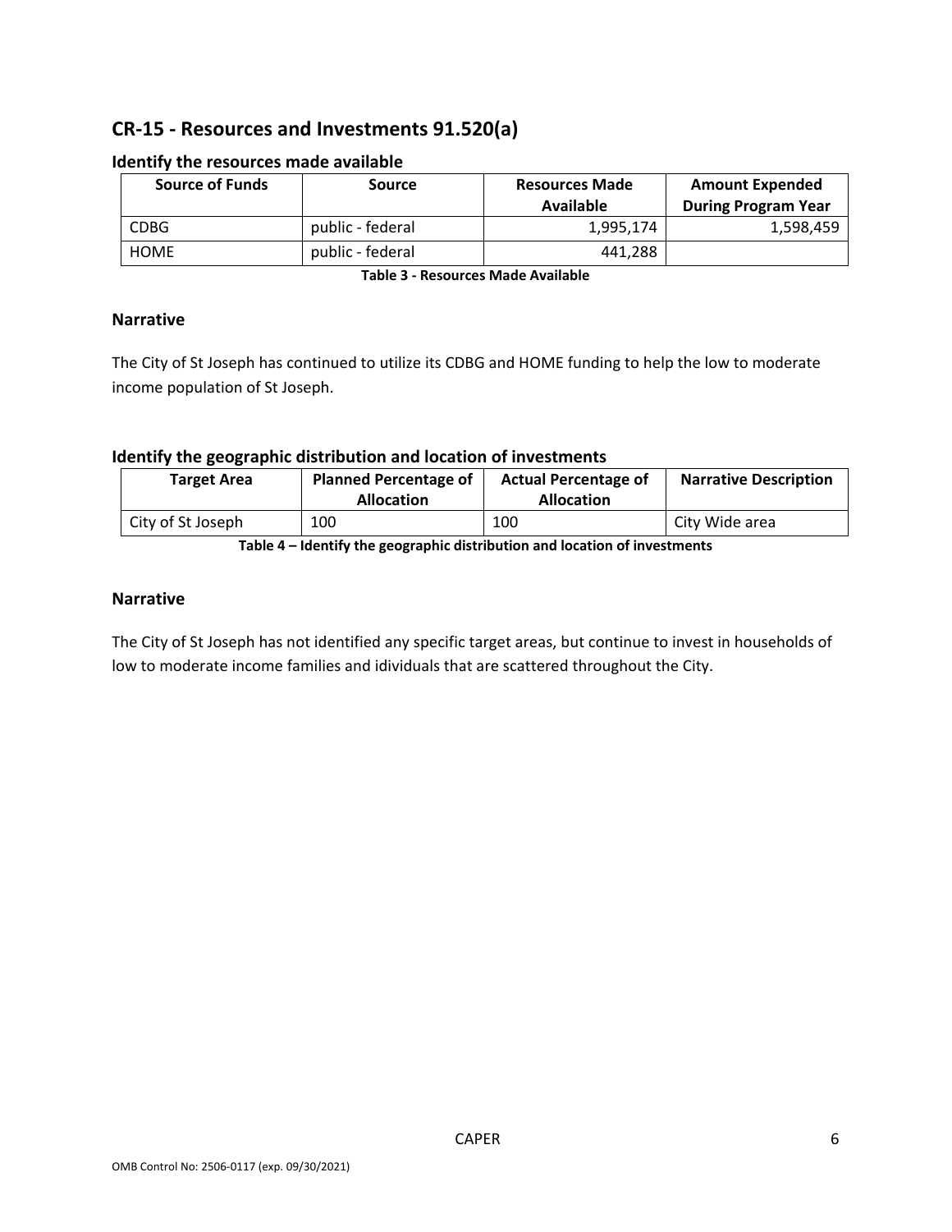## CR-15 - Resources and Investments 91.520(a)

### Identify the resources made available

| Source of Funds | Source | Resources Made Available | Amount Expended During Program Year |
|---|---|---|---|
| CDBG | public - federal | 1,995,174 | 1,598,459 |
| HOME | public - federal | 441,288 | |

**Table 3 - Resources Made Available**

### Narrative

The City of St Joseph has continued to utilize its CDBG and HOME funding to help the low to moderate income population of St Joseph.

### Identify the geographic distribution and location of investments

| Target Area | Planned Percentage of Allocation | Actual Percentage of Allocation | Narrative Description |
|---|---|---|---|
| City of St Joseph | 100 | 100 | City Wide area |

**Table 4 – Identify the geographic distribution and location of investments**

### Narrative

The City of St Joseph has not identified any specific target areas, but continue to invest in households of low to moderate income families and idividuals that are scattered throughout the City.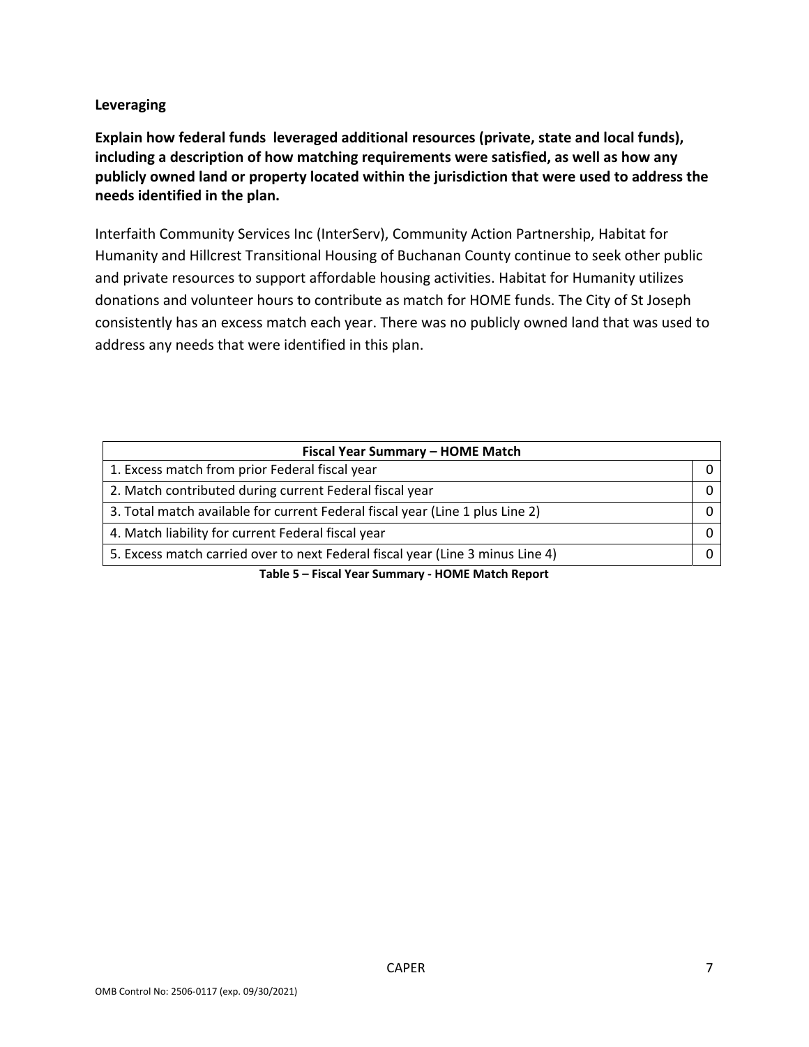### Leveraging

**Explain how federal funds leveraged additional resources (private, state and local funds), including a description of how matching requirements were satisfied, as well as how any publicly owned land or property located within the jurisdiction that were used to address the needs identified in the plan.**

Interfaith Community Services Inc (InterServ), Community Action Partnership, Habitat for Humanity and Hillcrest Transitional Housing of Buchanan County continue to seek other public and private resources to support affordable housing activities. Habitat for Humanity utilizes donations and volunteer hours to contribute as match for HOME funds. The City of St Joseph consistently has an excess match each year. There was no publicly owned land that was used to address any needs that were identified in this plan.

| Fiscal Year Summary – HOME Match | |
|---|---|
| 1. Excess match from prior Federal fiscal year | 0 |
| 2. Match contributed during current Federal fiscal year | 0 |
| 3. Total match available for current Federal fiscal year (Line 1 plus Line 2) | 0 |
| 4. Match liability for current Federal fiscal year | 0 |
| 5. Excess match carried over to next Federal fiscal year (Line 3 minus Line 4) | 0 |

**Table 5 – Fiscal Year Summary - HOME Match Report**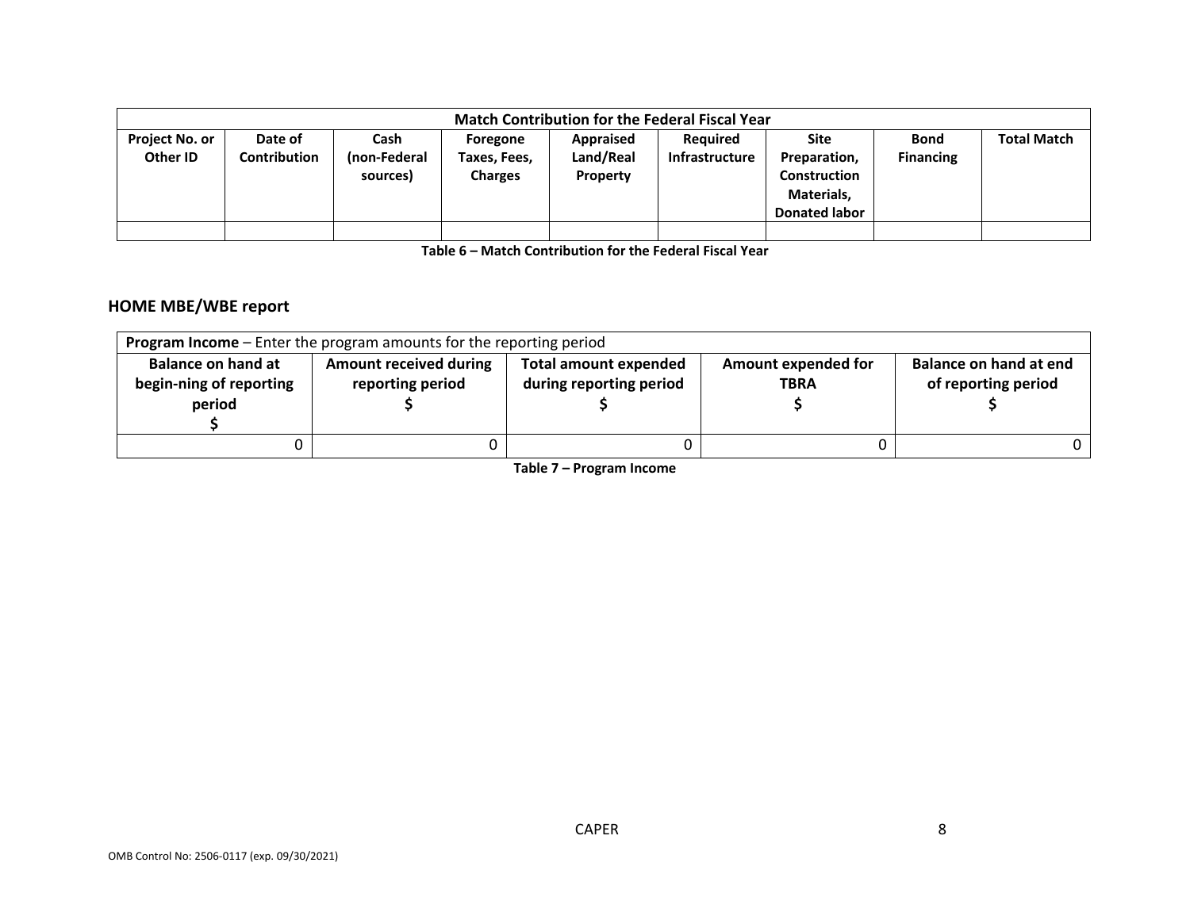| Match Contribution for the Federal Fiscal Year | | | | | | | | |
|---|---|---|---|---|---|---|---|---|
| Project No. or Other ID | Date of Contribution | Cash (non-Federal sources) | Foregone Taxes, Fees, Charges | Appraised Land/Real Property | Required Infrastructure | Site Preparation, Construction Materials, Donated labor | Bond Financing | Total Match |
| | | | | | | | | |

**Table 6 – Match Contribution for the Federal Fiscal Year**

## HOME MBE/WBE report

| **Program Income** – Enter the program amounts for the reporting period | | | | |
|---|---|---|---|---|
| Balance on hand at begin-ning of reporting period $ | Amount received during reporting period $ | Total amount expended during reporting period $ | Amount expended for TBRA $ | Balance on hand at end of reporting period $ |
| 0 | 0 | 0 | 0 | 0 |

**Table 7 – Program Income**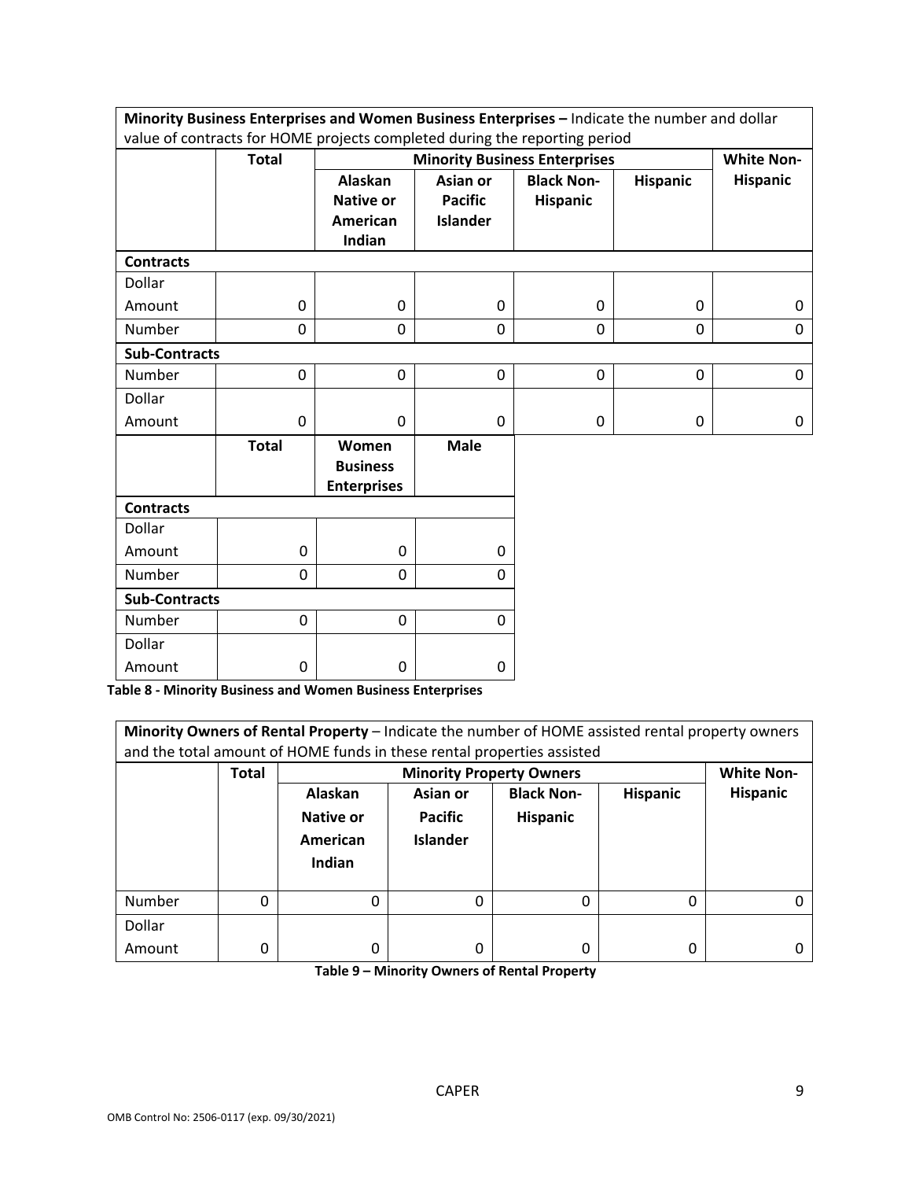| **Minority Business Enterprises and Women Business Enterprises –** Indicate the number and dollar value of contracts for HOME projects completed during the reporting period | | | | | | |
|---|---|---|---|---|---|---|
| | **Total** | **Minority Business Enterprises** | | | | **White Non-Hispanic** |
| | | **Alaskan Native or American Indian** | **Asian or Pacific Islander** | **Black Non-Hispanic** | **Hispanic** | |
| **Contracts** | | | | | | |
| Dollar Amount | 0 | 0 | 0 | 0 | 0 | 0 |
| Number | 0 | 0 | 0 | 0 | 0 | 0 |
| **Sub-Contracts** | | | | | | |
| Number | 0 | 0 | 0 | 0 | 0 | 0 |
| Dollar Amount | 0 | 0 | 0 | 0 | 0 | 0 |

| | **Total** | **Women Business Enterprises** | **Male** |
|---|---|---|---|
| **Contracts** | | | |
| Dollar Amount | 0 | 0 | 0 |
| Number | 0 | 0 | 0 |
| **Sub-Contracts** | | | |
| Number | 0 | 0 | 0 |
| Dollar Amount | 0 | 0 | 0 |

**Table 8 - Minority Business and Women Business Enterprises**

| **Minority Owners of Rental Property** – Indicate the number of HOME assisted rental property owners and the total amount of HOME funds in these rental properties assisted | | | | | | |
|---|---|---|---|---|---|---|
| | **Total** | **Minority Property Owners** | | | | **White Non-Hispanic** |
| | | **Alaskan Native or American Indian** | **Asian or Pacific Islander** | **Black Non-Hispanic** | **Hispanic** | |
| Number | 0 | 0 | 0 | 0 | 0 | 0 |
| Dollar Amount | 0 | 0 | 0 | 0 | 0 | 0 |

**Table 9 – Minority Owners of Rental Property**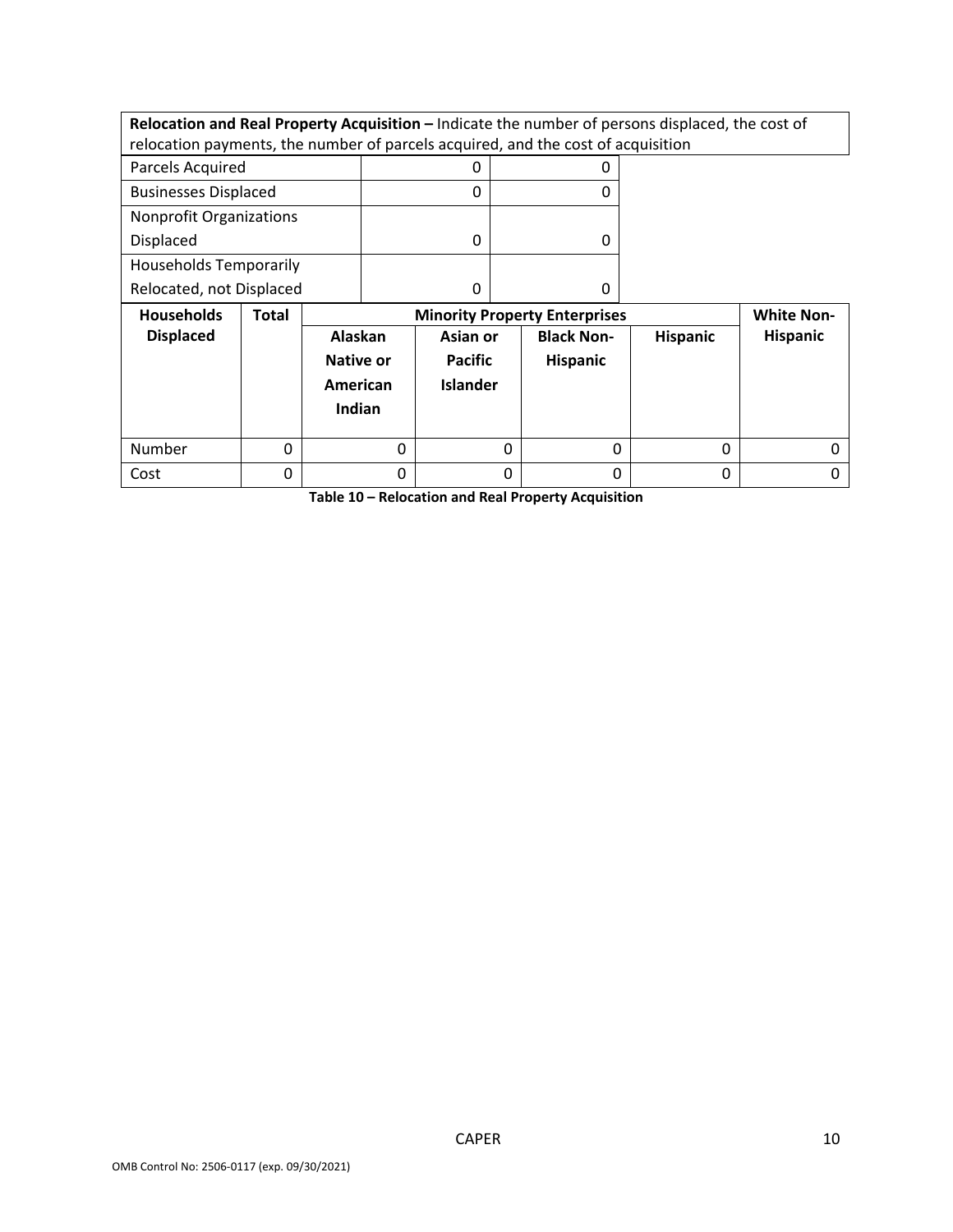**Relocation and Real Property Acquisition –** Indicate the number of persons displaced, the cost of relocation payments, the number of parcels acquired, and the cost of acquisition

| | | |
|---|---|---|
| Parcels Acquired | 0 | 0 |
| Businesses Displaced | 0 | 0 |
| Nonprofit Organizations Displaced | 0 | 0 |
| Households Temporarily Relocated, not Displaced | 0 | 0 |

| **Households Displaced** | **Total** | **Minority Property Enterprises** | | | | **White Non-Hispanic** |
|---|---|---|---|---|---|---|
| | | **Alaskan Native or American Indian** | **Asian or Pacific Islander** | **Black Non-Hispanic** | **Hispanic** | |
| Number | 0 | 0 | 0 | 0 | 0 | 0 |
| Cost | 0 | 0 | 0 | 0 | 0 | 0 |

**Table 10 – Relocation and Real Property Acquisition**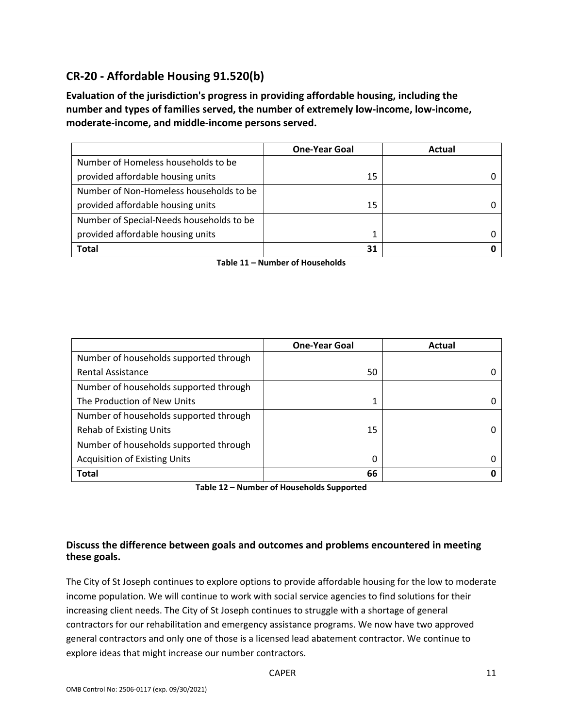## CR-20 - Affordable Housing 91.520(b)

**Evaluation of the jurisdiction's progress in providing affordable housing, including the number and types of families served, the number of extremely low-income, low-income, moderate-income, and middle-income persons served.**

| | One-Year Goal | Actual |
|---|---|---|
| Number of Homeless households to be provided affordable housing units | 15 | 0 |
| Number of Non-Homeless households to be provided affordable housing units | 15 | 0 |
| Number of Special-Needs households to be provided affordable housing units | 1 | 0 |
| **Total** | **31** | **0** |

**Table 11 – Number of Households**

| | One-Year Goal | Actual |
|---|---|---|
| Number of households supported through Rental Assistance | 50 | 0 |
| Number of households supported through The Production of New Units | 1 | 0 |
| Number of households supported through Rehab of Existing Units | 15 | 0 |
| Number of households supported through Acquisition of Existing Units | 0 | 0 |
| **Total** | **66** | **0** |

**Table 12 – Number of Households Supported**

**Discuss the difference between goals and outcomes and problems encountered in meeting these goals.**

The City of St Joseph continues to explore options to provide affordable housing for the low to moderate income population. We will continue to work with social service agencies to find solutions for their increasing client needs. The City of St Joseph continues to struggle with a shortage of general contractors for our rehabilitation and emergency assistance programs. We now have two approved general contractors and only one of those is a licensed lead abatement contractor. We continue to explore ideas that might increase our number contractors.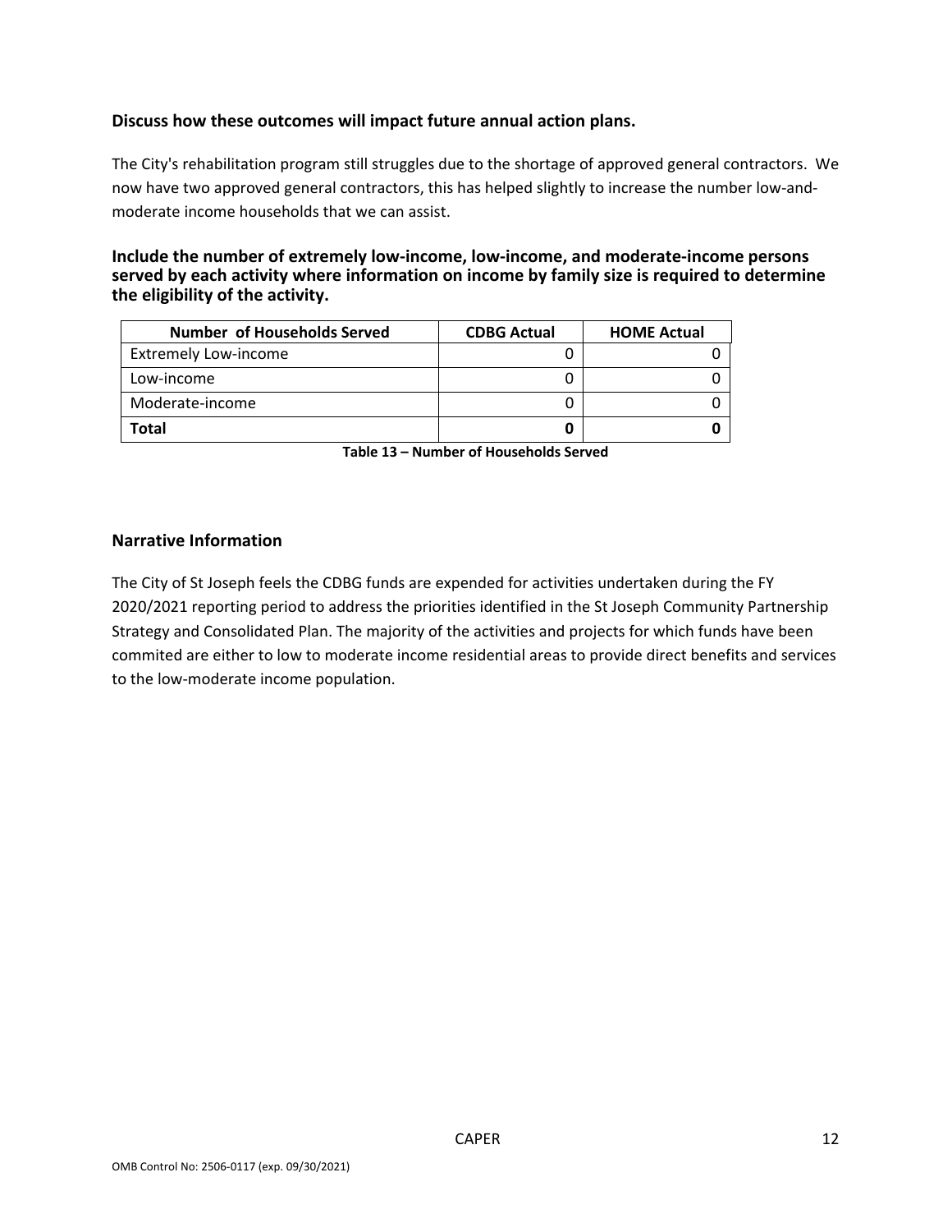### Discuss how these outcomes will impact future annual action plans.

The City's rehabilitation program still struggles due to the shortage of approved general contractors. We now have two approved general contractors, this has helped slightly to increase the number low-and-moderate income households that we can assist.

### Include the number of extremely low-income, low-income, and moderate-income persons served by each activity where information on income by family size is required to determine the eligibility of the activity.

| Number of Households Served | CDBG Actual | HOME Actual |
|---|---|---|
| Extremely Low-income | 0 | 0 |
| Low-income | 0 | 0 |
| Moderate-income | 0 | 0 |
| **Total** | **0** | **0** |

**Table 13 – Number of Households Served**

## Narrative Information

The City of St Joseph feels the CDBG funds are expended for activities undertaken during the FY 2020/2021 reporting period to address the priorities identified in the St Joseph Community Partnership Strategy and Consolidated Plan. The majority of the activities and projects for which funds have been commited are either to low to moderate income residential areas to provide direct benefits and services to the low-moderate income population.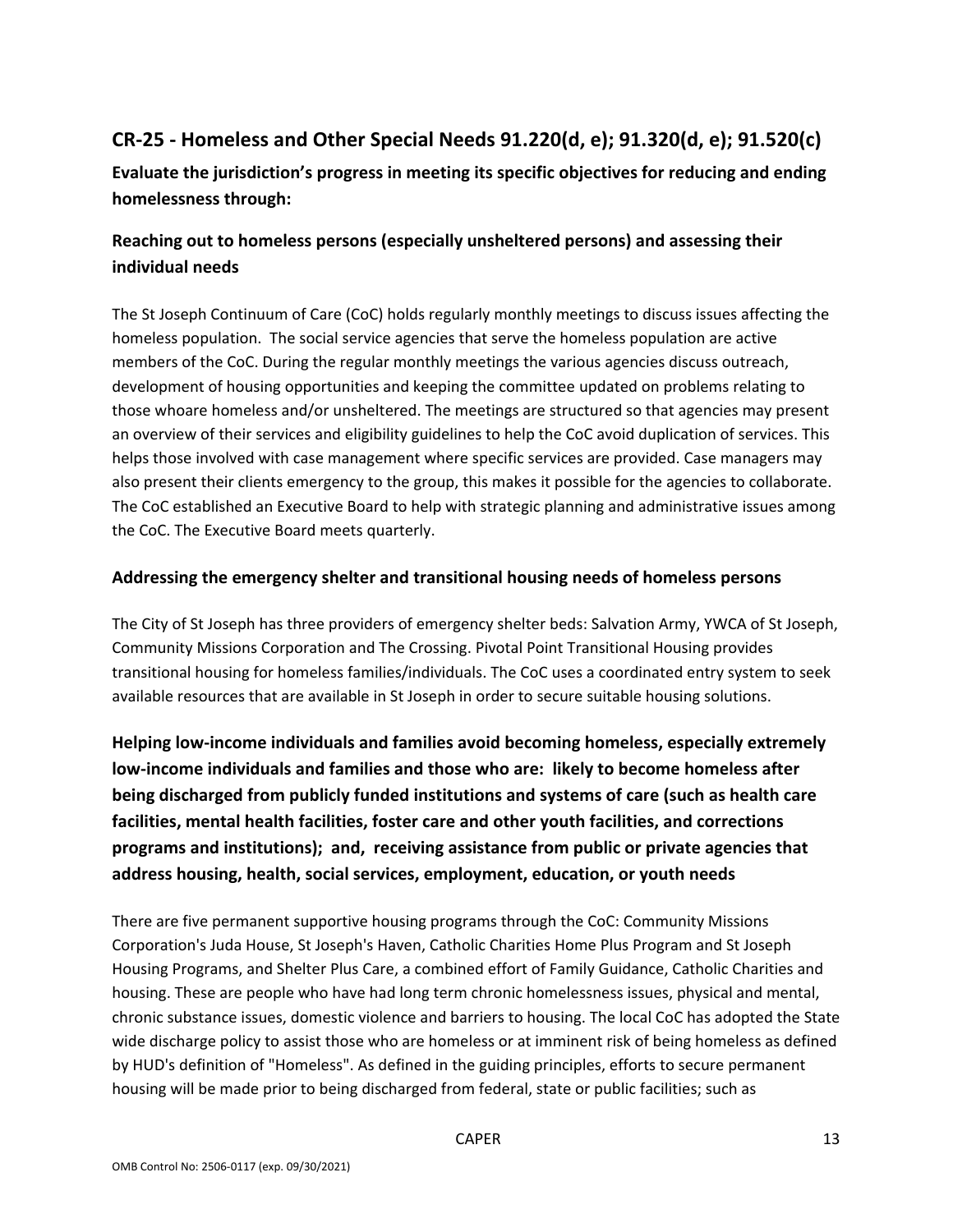## CR-25 - Homeless and Other Special Needs 91.220(d, e); 91.320(d, e); 91.520(c)

**Evaluate the jurisdiction's progress in meeting its specific objectives for reducing and ending homelessness through:**

### Reaching out to homeless persons (especially unsheltered persons) and assessing their individual needs

The St Joseph Continuum of Care (CoC) holds regularly monthly meetings to discuss issues affecting the homeless population. The social service agencies that serve the homeless population are active members of the CoC. During the regular monthly meetings the various agencies discuss outreach, development of housing opportunities and keeping the committee updated on problems relating to those whoare homeless and/or unsheltered. The meetings are structured so that agencies may present an overview of their services and eligibility guidelines to help the CoC avoid duplication of services. This helps those involved with case management where specific services are provided. Case managers may also present their clients emergency to the group, this makes it possible for the agencies to collaborate. The CoC established an Executive Board to help with strategic planning and administrative issues among the CoC. The Executive Board meets quarterly.

### Addressing the emergency shelter and transitional housing needs of homeless persons

The City of St Joseph has three providers of emergency shelter beds: Salvation Army, YWCA of St Joseph, Community Missions Corporation and The Crossing. Pivotal Point Transitional Housing provides transitional housing for homeless families/individuals. The CoC uses a coordinated entry system to seek available resources that are available in St Joseph in order to secure suitable housing solutions.

### Helping low-income individuals and families avoid becoming homeless, especially extremely low-income individuals and families and those who are: likely to become homeless after being discharged from publicly funded institutions and systems of care (such as health care facilities, mental health facilities, foster care and other youth facilities, and corrections programs and institutions); and, receiving assistance from public or private agencies that address housing, health, social services, employment, education, or youth needs

There are five permanent supportive housing programs through the CoC: Community Missions Corporation's Juda House, St Joseph's Haven, Catholic Charities Home Plus Program and St Joseph Housing Programs, and Shelter Plus Care, a combined effort of Family Guidance, Catholic Charities and housing. These are people who have had long term chronic homelessness issues, physical and mental, chronic substance issues, domestic violence and barriers to housing. The local CoC has adopted the State wide discharge policy to assist those who are homeless or at imminent risk of being homeless as defined by HUD's definition of "Homeless". As defined in the guiding principles, efforts to secure permanent housing will be made prior to being discharged from federal, state or public facilities; such as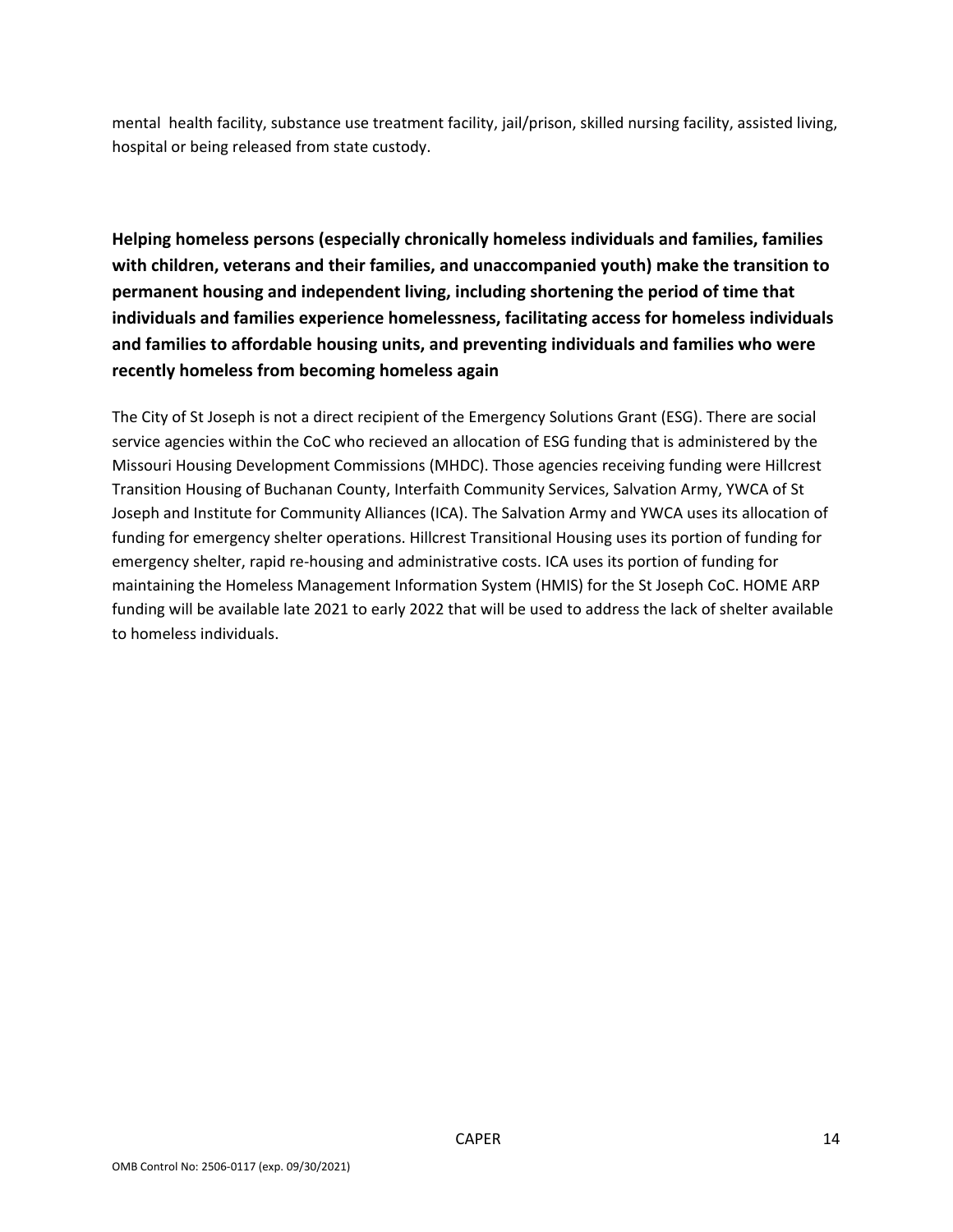mental  health facility, substance use treatment facility, jail/prison, skilled nursing facility, assisted living, hospital or being released from state custody.

**Helping homeless persons (especially chronically homeless individuals and families, families with children, veterans and their families, and unaccompanied youth) make the transition to permanent housing and independent living, including shortening the period of time that individuals and families experience homelessness, facilitating access for homeless individuals and families to affordable housing units, and preventing individuals and families who were recently homeless from becoming homeless again**

The City of St Joseph is not a direct recipient of the Emergency Solutions Grant (ESG). There are social service agencies within the CoC who recieved an allocation of ESG funding that is administered by the Missouri Housing Development Commissions (MHDC). Those agencies receiving funding were Hillcrest Transition Housing of Buchanan County, Interfaith Community Services, Salvation Army, YWCA of St Joseph and Institute for Community Alliances (ICA). The Salvation Army and YWCA uses its allocation of funding for emergency shelter operations. Hillcrest Transitional Housing uses its portion of funding for emergency shelter, rapid re-housing and administrative costs. ICA uses its portion of funding for maintaining the Homeless Management Information System (HMIS) for the St Joseph CoC. HOME ARP funding will be available late 2021 to early 2022 that will be used to address the lack of shelter available to homeless individuals.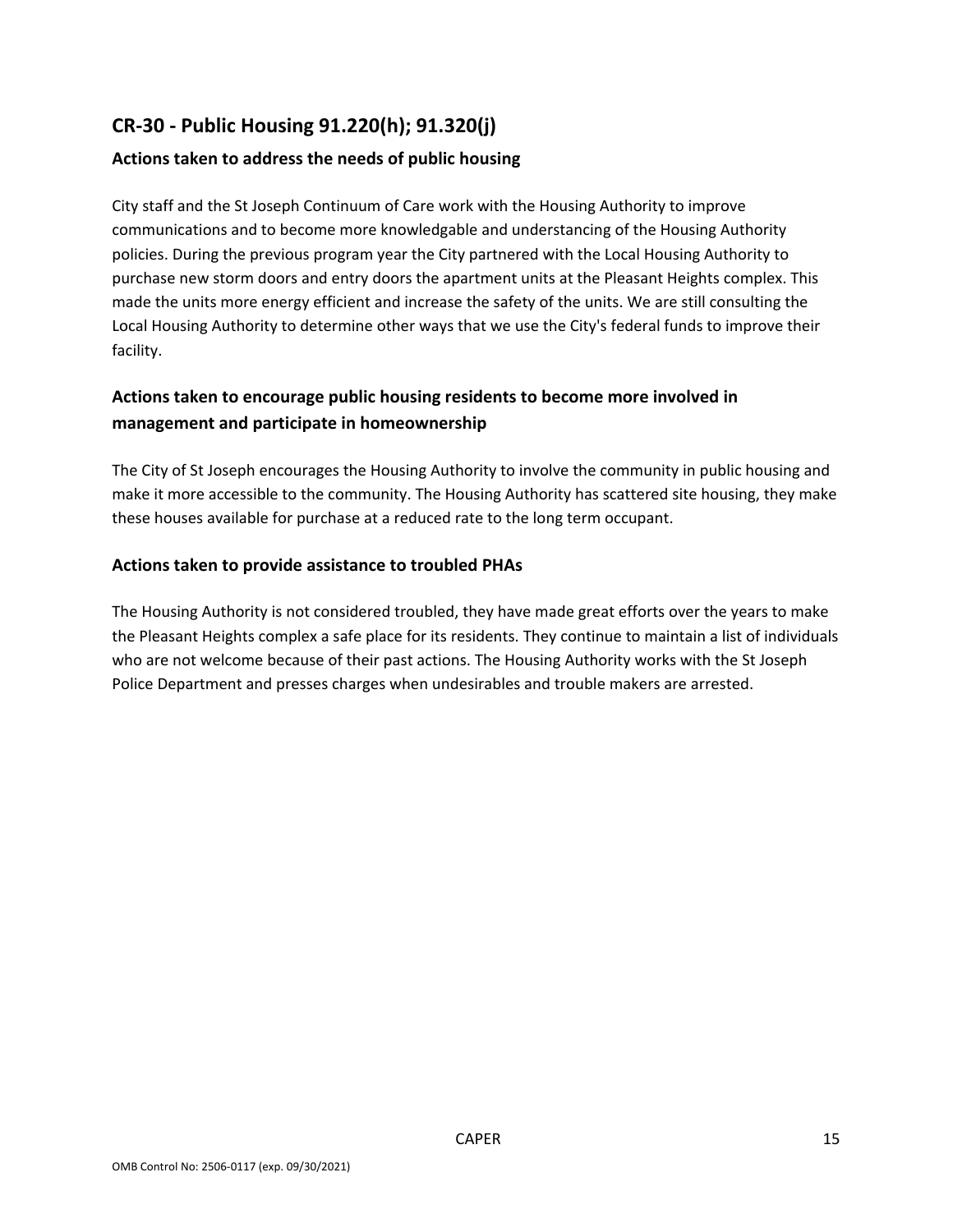## CR-30 - Public Housing 91.220(h); 91.320(j)

### Actions taken to address the needs of public housing

City staff and the St Joseph Continuum of Care work with the Housing Authority to improve communications and to become more knowledgable and understancing of the Housing Authority policies. During the previous program year the City partnered with the Local Housing Authority to purchase new storm doors and entry doors the apartment units at the Pleasant Heights complex. This made the units more energy efficient and increase the safety of the units. We are still consulting the Local Housing Authority to determine other ways that we use the City's federal funds to improve their facility.

### Actions taken to encourage public housing residents to become more involved in management and participate in homeownership

The City of St Joseph encourages the Housing Authority to involve the community in public housing and make it more accessible to the community. The Housing Authority has scattered site housing, they make these houses available for purchase at a reduced rate to the long term occupant.

### Actions taken to provide assistance to troubled PHAs

The Housing Authority is not considered troubled, they have made great efforts over the years to make the Pleasant Heights complex a safe place for its residents. They continue to maintain a list of individuals who are not welcome because of their past actions. The Housing Authority works with the St Joseph Police Department and presses charges when undesirables and trouble makers are arrested.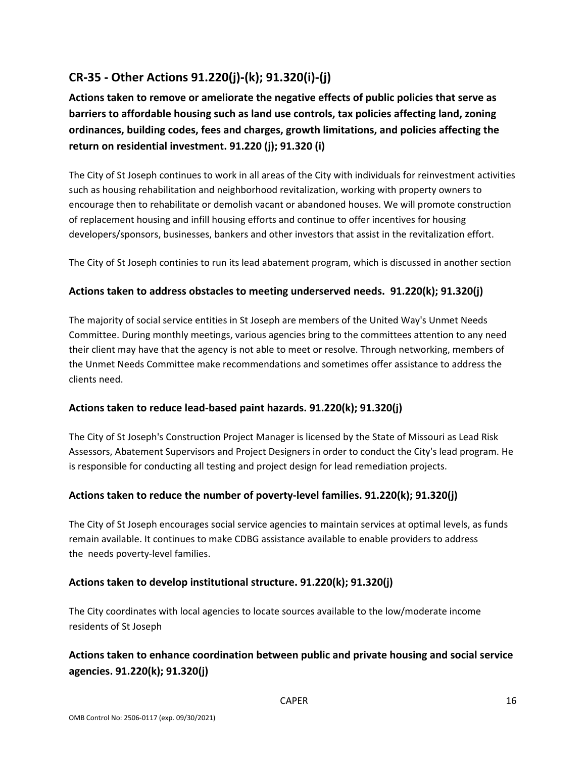## CR-35 - Other Actions 91.220(j)-(k); 91.320(i)-(j)

### Actions taken to remove or ameliorate the negative effects of public policies that serve as barriers to affordable housing such as land use controls, tax policies affecting land, zoning ordinances, building codes, fees and charges, growth limitations, and policies affecting the return on residential investment. 91.220 (j); 91.320 (i)

The City of St Joseph continues to work in all areas of the City with individuals for reinvestment activities such as housing rehabilitation and neighborhood revitalization, working with property owners to encourage then to rehabilitate or demolish vacant or abandoned houses. We will promote construction of replacement housing and infill housing efforts and continue to offer incentives for housing developers/sponsors, businesses, bankers and other investors that assist in the revitalization effort.

The City of St Joseph contimies to run its lead abatement program, which is discussed in another section

### Actions taken to address obstacles to meeting underserved needs. 91.220(k); 91.320(j)

The majority of social service entities in St Joseph are members of the United Way's Unmet Needs Committee. During monthly meetings, various agencies bring to the committees attention to any need their client may have that the agency is not able to meet or resolve. Through networking, members of the Unmet Needs Committee make recommendations and sometimes offer assistance to address the clients need.

### Actions taken to reduce lead-based paint hazards. 91.220(k); 91.320(j)

The City of St Joseph's Construction Project Manager is licensed by the State of Missouri as Lead Risk Assessors, Abatement Supervisors and Project Designers in order to conduct the City's lead program. He is responsible for conducting all testing and project design for lead remediation projects.

### Actions taken to reduce the number of poverty-level families. 91.220(k); 91.320(j)

The City of St Joseph encourages social service agencies to maintain services at optimal levels, as funds remain available. It continues to make CDBG assistance available to enable providers to address the needs poverty-level families.

### Actions taken to develop institutional structure. 91.220(k); 91.320(j)

The City coordinates with local agencies to locate sources available to the low/moderate income residents of St Joseph

### Actions taken to enhance coordination between public and private housing and social service agencies. 91.220(k); 91.320(j)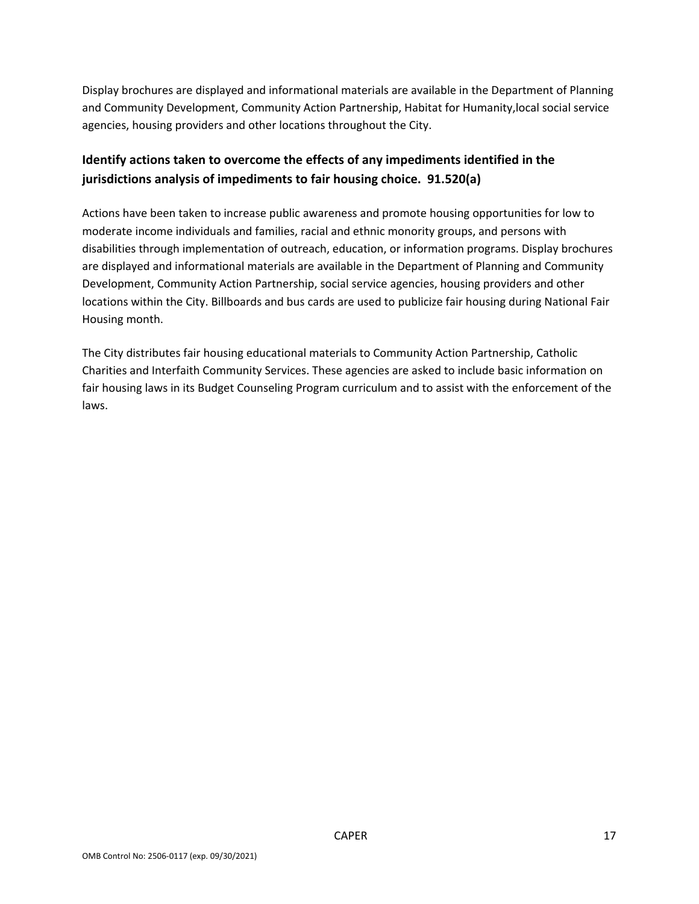Display brochures are displayed and informational materials are available in the Department of Planning and Community Development, Community Action Partnership, Habitat for Humanity,local social service agencies, housing providers and other locations throughout the City.

### Identify actions taken to overcome the effects of any impediments identified in the jurisdictions analysis of impediments to fair housing choice. 91.520(a)

Actions have been taken to increase public awareness and promote housing opportunities for low to moderate income individuals and families, racial and ethnic monority groups, and persons with disabilities through implementation of outreach, education, or information programs. Display brochures are displayed and informational materials are available in the Department of Planning and Community Development, Community Action Partnership, social service agencies, housing providers and other locations within the City. Billboards and bus cards are used to publicize fair housing during National Fair Housing month.

The City distributes fair housing educational materials to Community Action Partnership, Catholic Charities and Interfaith Community Services. These agencies are asked to include basic information on fair housing laws in its Budget Counseling Program curriculum and to assist with the enforcement of the laws.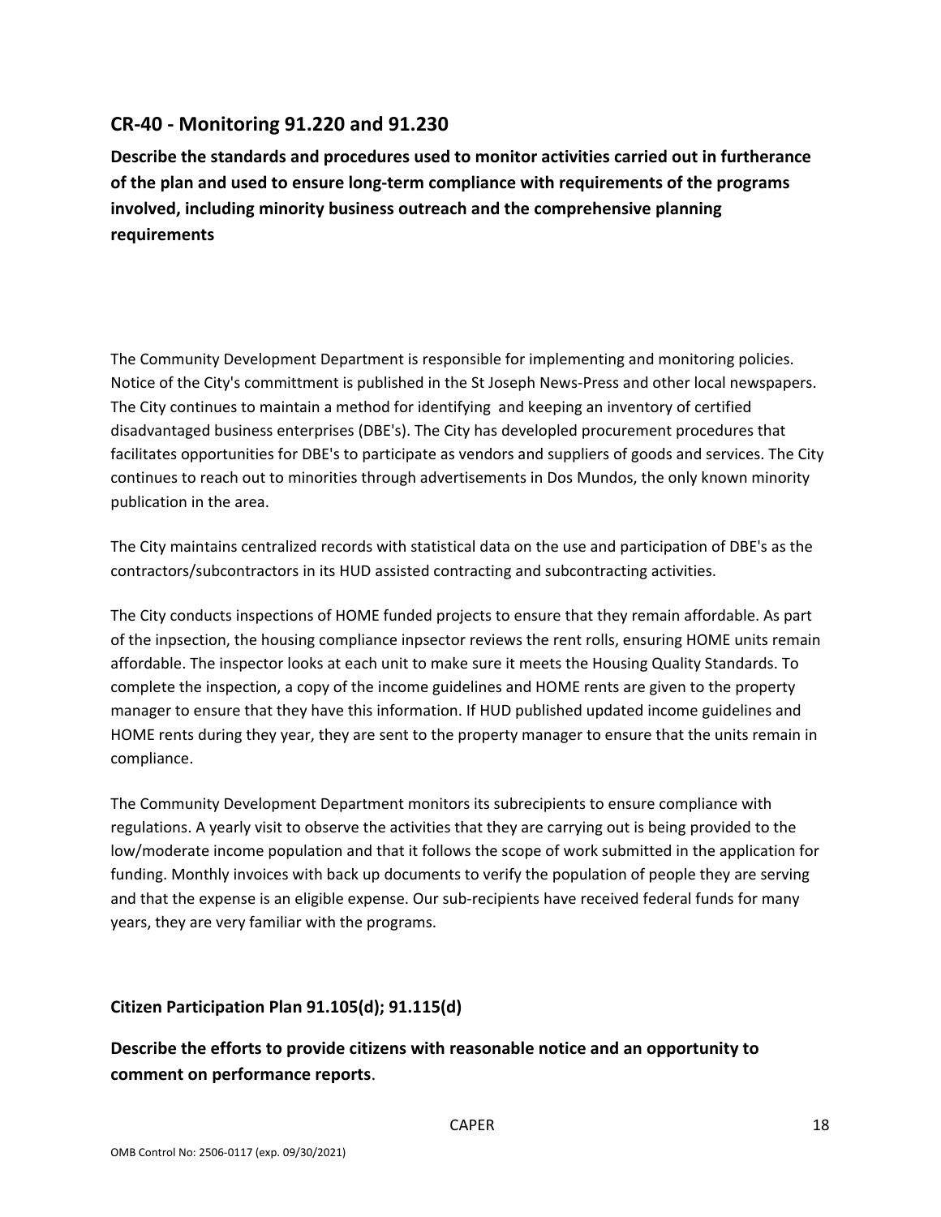## CR-40 - Monitoring 91.220 and 91.230

**Describe the standards and procedures used to monitor activities carried out in furtherance of the plan and used to ensure long-term compliance with requirements of the programs involved, including minority business outreach and the comprehensive planning requirements**

The Community Development Department is responsible for implementing and monitoring policies. Notice of the City's committment is published in the St Joseph News-Press and other local newspapers. The City continues to maintain a method for identifying  and keeping an inventory of certified disadvantaged business enterprises (DBE's). The City has developled procurement procedures that facilitates opportunities for DBE's to participate as vendors and suppliers of goods and services. The City continues to reach out to minorities through advertisements in Dos Mundos, the only known minority publication in the area.

The City maintains centralized records with statistical data on the use and participation of DBE's as the contractors/subcontractors in its HUD assisted contracting and subcontracting activities.

The City conducts inspections of HOME funded projects to ensure that they remain affordable. As part of the inpsection, the housing compliance inpsector reviews the rent rolls, ensuring HOME units remain affordable. The inspector looks at each unit to make sure it meets the Housing Quality Standards. To complete the inspection, a copy of the income guidelines and HOME rents are given to the property manager to ensure that they have this information. If HUD published updated income guidelines and HOME rents during they year, they are sent to the property manager to ensure that the units remain in compliance.

The Community Development Department monitors its subrecipients to ensure compliance with regulations. A yearly visit to observe the activities that they are carrying out is being provided to the low/moderate income population and that it follows the scope of work submitted in the application for funding. Monthly invoices with back up documents to verify the population of people they are serving and that the expense is an eligible expense. Our sub-recipients have received federal funds for many years, they are very familiar with the programs.

### Citizen Participation Plan 91.105(d); 91.115(d)

**Describe the efforts to provide citizens with reasonable notice and an opportunity to comment on performance reports**.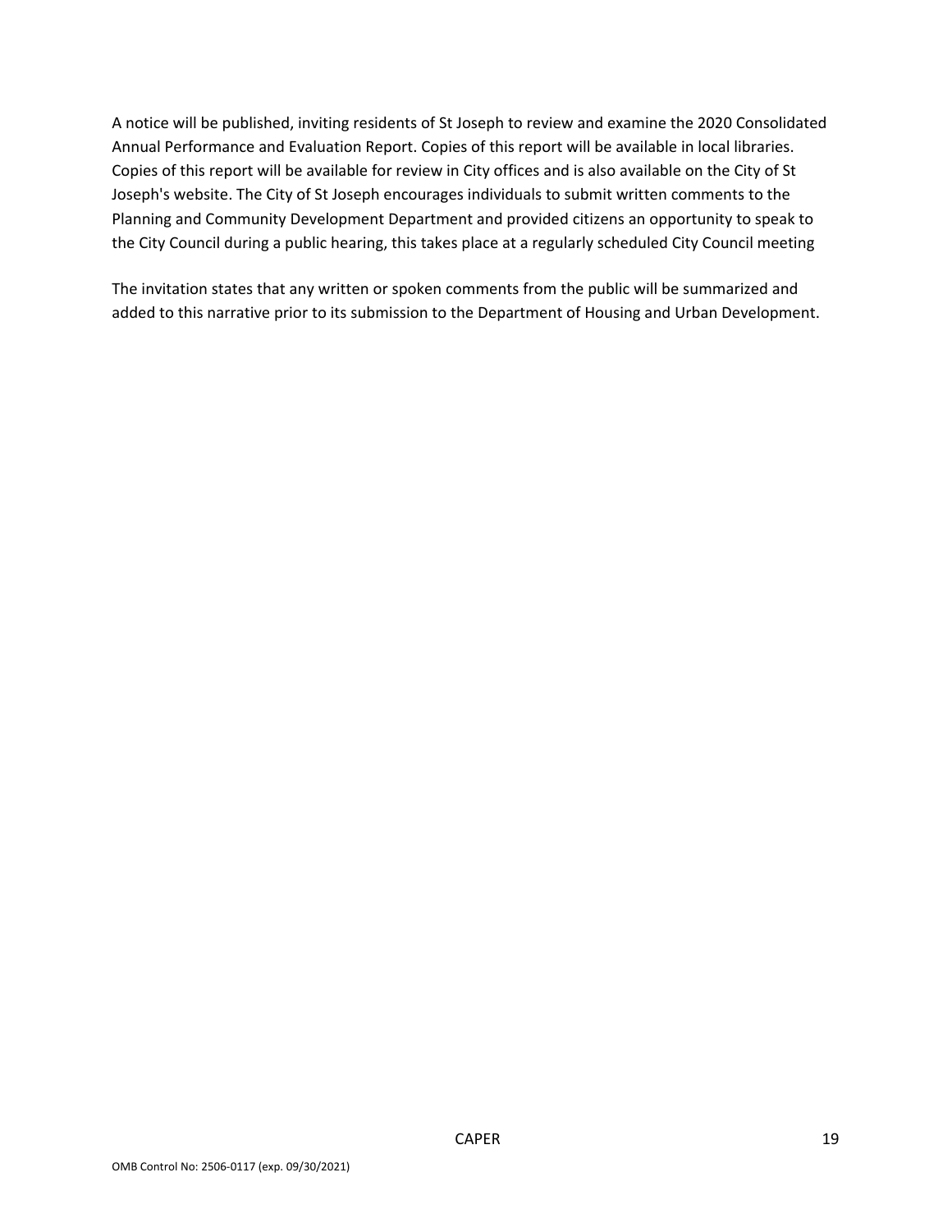A notice will be published, inviting residents of St Joseph to review and examine the 2020 Consolidated Annual Performance and Evaluation Report. Copies of this report will be available in local libraries. Copies of this report will be available for review in City offices and is also available on the City of St Joseph's website. The City of St Joseph encourages individuals to submit written comments to the Planning and Community Development Department and provided citizens an opportunity to speak to the City Council during a public hearing, this takes place at a regularly scheduled City Council meeting

The invitation states that any written or spoken comments from the public will be summarized and added to this narrative prior to its submission to the Department of Housing and Urban Development.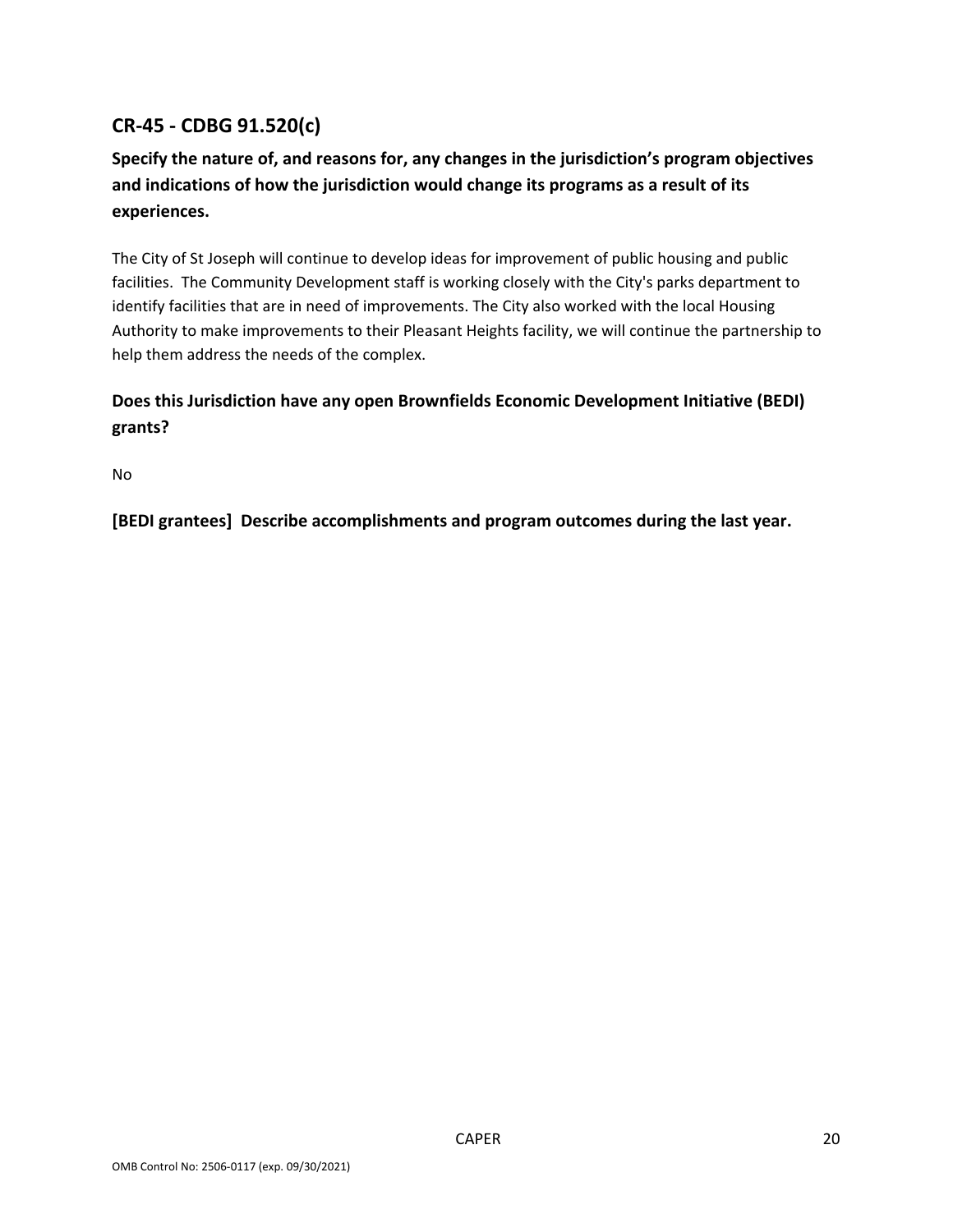## CR-45 - CDBG 91.520(c)

### Specify the nature of, and reasons for, any changes in the jurisdiction's program objectives and indications of how the jurisdiction would change its programs as a result of its experiences.

The City of St Joseph will continue to develop ideas for improvement of public housing and public facilities. The Community Development staff is working closely with the City's parks department to identify facilities that are in need of improvements. The City also worked with the local Housing Authority to make improvements to their Pleasant Heights facility, we will continue the partnership to help them address the needs of the complex.

### Does this Jurisdiction have any open Brownfields Economic Development Initiative (BEDI) grants?

No

### [BEDI grantees] Describe accomplishments and program outcomes during the last year.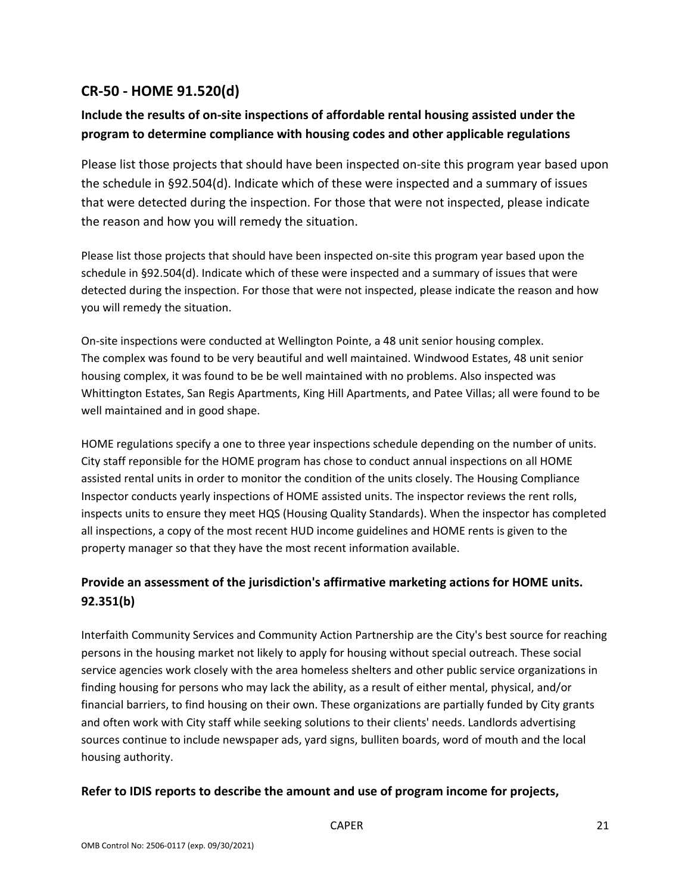## CR-50 - HOME 91.520(d)

### Include the results of on-site inspections of affordable rental housing assisted under the program to determine compliance with housing codes and other applicable regulations

Please list those projects that should have been inspected on-site this program year based upon the schedule in §92.504(d). Indicate which of these were inspected and a summary of issues that were detected during the inspection. For those that were not inspected, please indicate the reason and how you will remedy the situation.

Please list those projects that should have been inspected on-site this program year based upon the schedule in §92.504(d). Indicate which of these were inspected and a summary of issues that were detected during the inspection. For those that were not inspected, please indicate the reason and how you will remedy the situation.

On-site inspections were conducted at Wellington Pointe, a 48 unit senior housing complex. The complex was found to be very beautiful and well maintained. Windwood Estates, 48 unit senior housing complex, it was found to be be well maintained with no problems. Also inspected was Whittington Estates, San Regis Apartments, King Hill Apartments, and Patee Villas; all were found to be well maintained and in good shape.

HOME regulations specify a one to three year inspections schedule depending on the number of units. City staff reponsible for the HOME program has chose to conduct annual inspections on all HOME assisted rental units in order to monitor the condition of the units closely. The Housing Compliance Inspector conducts yearly inspections of HOME assisted units. The inspector reviews the rent rolls, inspects units to ensure they meet HQS (Housing Quality Standards). When the inspector has completed all inspections, a copy of the most recent HUD income guidelines and HOME rents is given to the property manager so that they have the most recent information available.

### Provide an assessment of the jurisdiction's affirmative marketing actions for HOME units. 92.351(b)

Interfaith Community Services and Community Action Partnership are the City's best source for reaching persons in the housing market not likely to apply for housing without special outreach. These social service agencies work closely with the area homeless shelters and other public service organizations in finding housing for persons who may lack the ability, as a result of either mental, physical, and/or financial barriers, to find housing on their own. These organizations are partially funded by City grants and often work with City staff while seeking solutions to their clients' needs. Landlords advertising sources continue to include newspaper ads, yard signs, bulliten boards, word of mouth and the local housing authority.

### Refer to IDIS reports to describe the amount and use of program income for projects,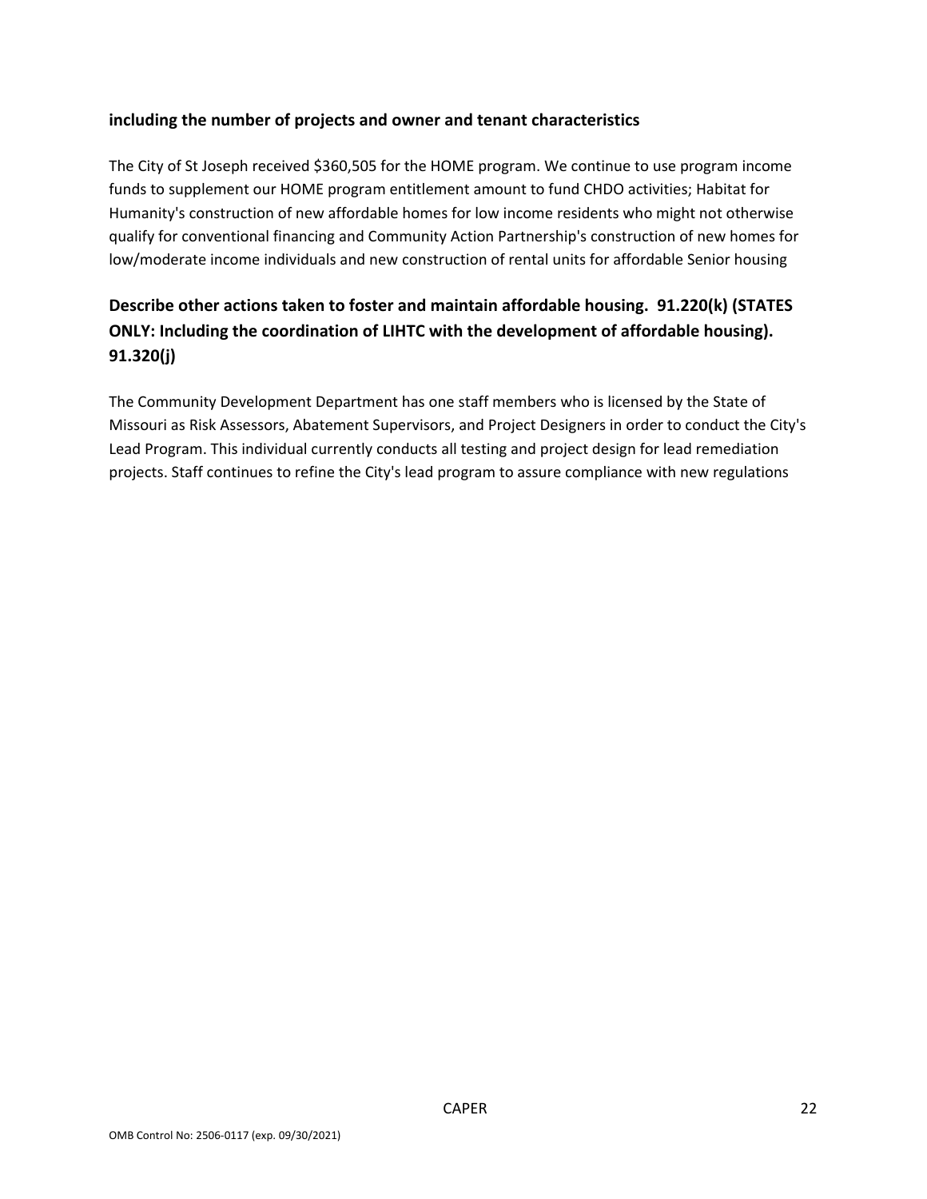**including the number of projects and owner and tenant characteristics**

The City of St Joseph received $360,505 for the HOME program. We continue to use program income funds to supplement our HOME program entitlement amount to fund CHDO activities; Habitat for Humanity's construction of new affordable homes for low income residents who might not otherwise qualify for conventional financing and Community Action Partnership's construction of new homes for low/moderate income individuals and new construction of rental units for affordable Senior housing

## Describe other actions taken to foster and maintain affordable housing. 91.220(k) (STATES ONLY: Including the coordination of LIHTC with the development of affordable housing). 91.320(j)

The Community Development Department has one staff members who is licensed by the State of Missouri as Risk Assessors, Abatement Supervisors, and Project Designers in order to conduct the City's Lead Program. This individual currently conducts all testing and project design for lead remediation projects. Staff continues to refine the City's lead program to assure compliance with new regulations